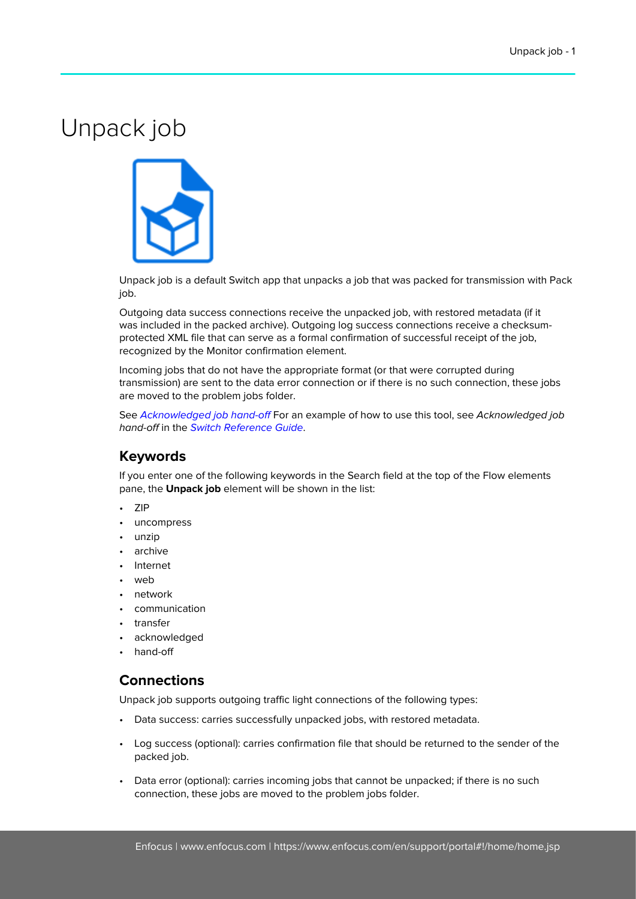# Unpack job

Unpack job is a default Switch app that unpacks a job that was packed for transmission with Pack job.

Outgoing data success connections receive the unpacked job, with restored metadata (if it was included in the packed archive). Outgoing log success connections receive a checksum-protected XML file that can serve as a formal confirmation of successful receipt of the job, recognized by the Monitor confirmation element.

Incoming jobs that do not have the appropriate format (or that were corrupted during transmission) are sent to the data error connection or if there is no such connection, these jobs are moved to the problem jobs folder.

See *Acknowledged job hand-off* For an example of how to use this tool, see *Acknowledged job hand-off* in the *Switch Reference Guide*.

## Keywords

If you enter one of the following keywords in the Search field at the top of the Flow elements pane, the **Unpack job** element will be shown in the list:

- ZIP
- uncompress
- unzip
- archive
- Internet
- web
- network
- communication
- transfer
- acknowledged
- hand-off

## Connections

Unpack job supports outgoing traffic light connections of the following types:

- Data success: carries successfully unpacked jobs, with restored metadata.
- Log success (optional): carries confirmation file that should be returned to the sender of the packed job.
- Data error (optional): carries incoming jobs that cannot be unpacked; if there is no such connection, these jobs are moved to the problem jobs folder.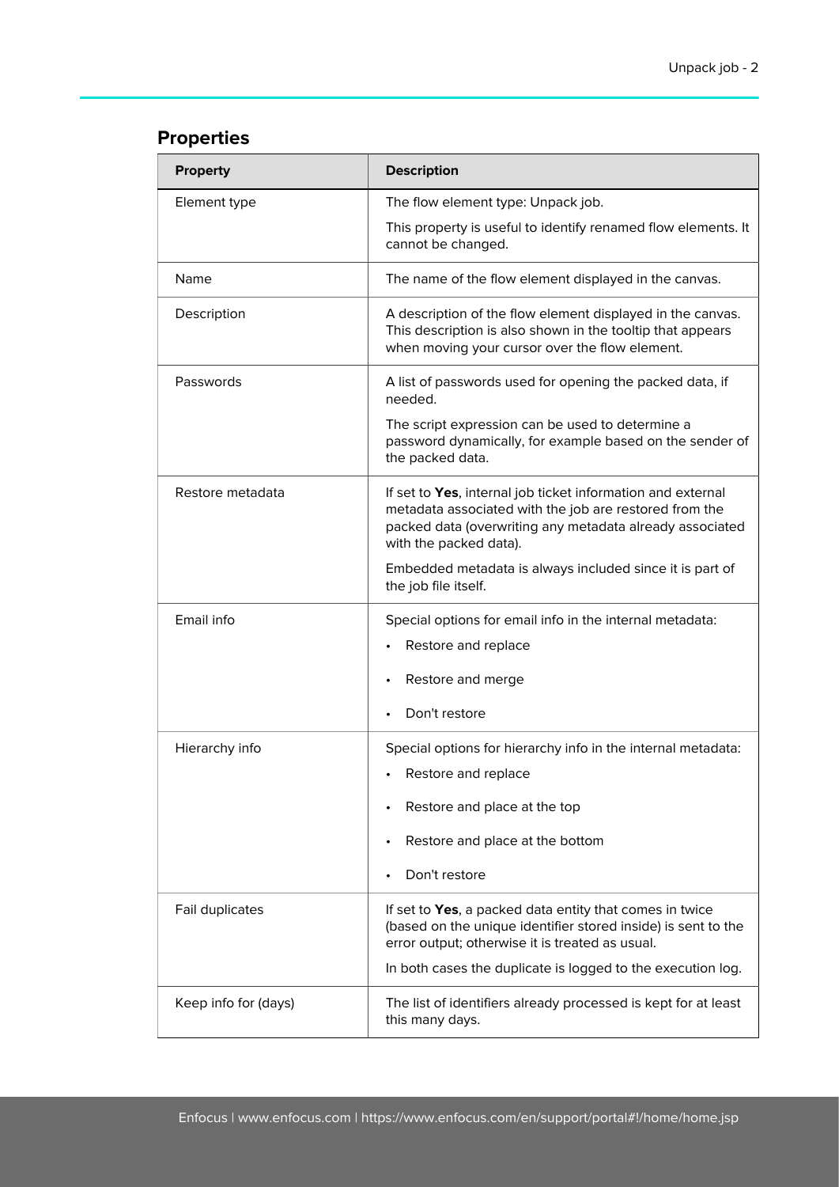## Properties

| Property | Description |
| --- | --- |
| Element type | The flow element type: Unpack job.<br><br>This property is useful to identify renamed flow elements. It cannot be changed. |
| Name | The name of the flow element displayed in the canvas. |
| Description | A description of the flow element displayed in the canvas. This description is also shown in the tooltip that appears when moving your cursor over the flow element. |
| Passwords | A list of passwords used for opening the packed data, if needed.<br><br>The script expression can be used to determine a password dynamically, for example based on the sender of the packed data. |
| Restore metadata | If set to **Yes**, internal job ticket information and external metadata associated with the job are restored from the packed data (overwriting any metadata already associated with the packed data).<br><br>Embedded metadata is always included since it is part of the job file itself. |
| Email info | Special options for email info in the internal metadata:<br>• Restore and replace<br>• Restore and merge<br>• Don't restore |
| Hierarchy info | Special options for hierarchy info in the internal metadata:<br>• Restore and replace<br>• Restore and place at the top<br>• Restore and place at the bottom<br>• Don't restore |
| Fail duplicates | If set to **Yes**, a packed data entity that comes in twice (based on the unique identifier stored inside) is sent to the error output; otherwise it is treated as usual.<br><br>In both cases the duplicate is logged to the execution log. |
| Keep info for (days) | The list of identifiers already processed is kept for at least this many days. |